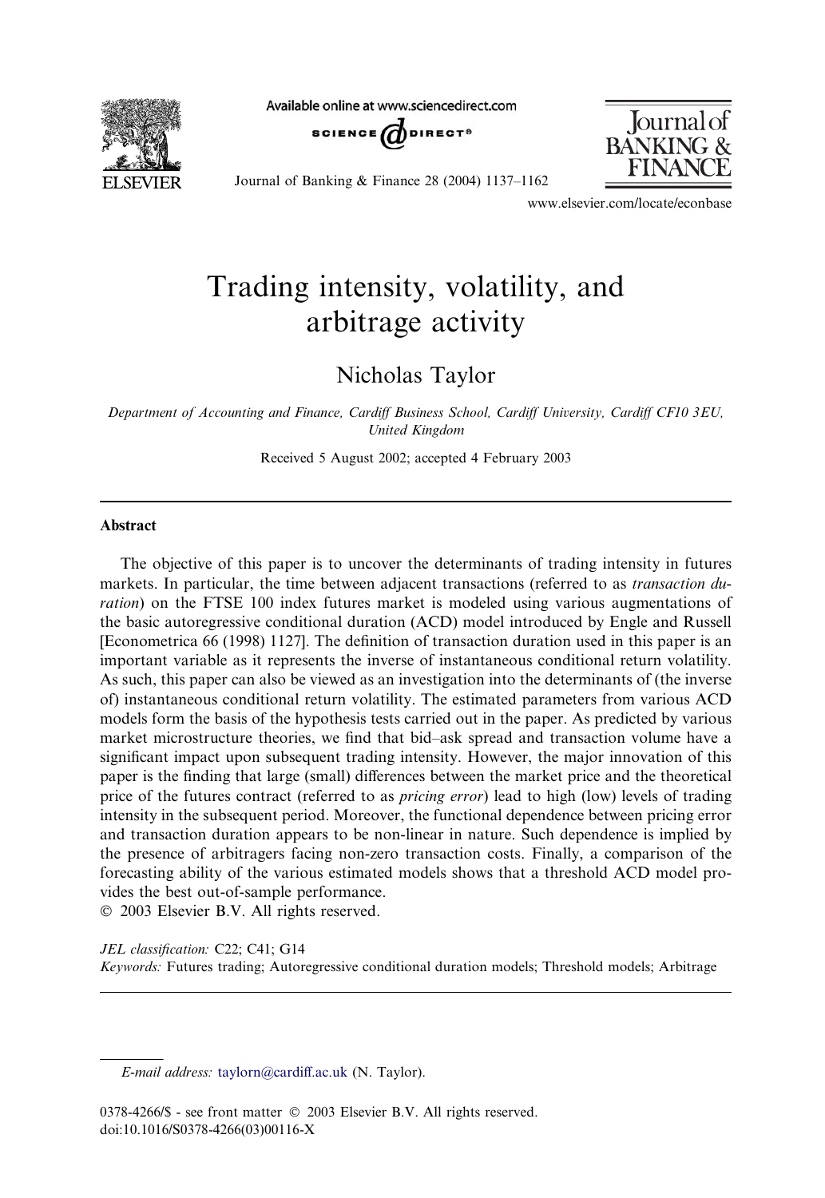# Trading intensity, volatility, and arbitrage activity

Nicholas Taylor

*Department of Accounting and Finance, Cardiff Business School, Cardiff University, Cardiff CF10 3EU, United Kingdom*

Received 5 August 2002; accepted 4 February 2003

## Abstract

The objective of this paper is to uncover the determinants of trading intensity in futures markets. In particular, the time between adjacent transactions (referred to as *transaction duration*) on the FTSE 100 index futures market is modeled using various augmentations of the basic autoregressive conditional duration (ACD) model introduced by Engle and Russell [Econometrica 66 (1998) 1127]. The definition of transaction duration used in this paper is an important variable as it represents the inverse of instantaneous conditional return volatility. As such, this paper can also be viewed as an investigation into the determinants of (the inverse of) instantaneous conditional return volatility. The estimated parameters from various ACD models form the basis of the hypothesis tests carried out in the paper. As predicted by various market microstructure theories, we find that bid–ask spread and transaction volume have a significant impact upon subsequent trading intensity. However, the major innovation of this paper is the finding that large (small) differences between the market price and the theoretical price of the futures contract (referred to as *pricing error*) lead to high (low) levels of trading intensity in the subsequent period. Moreover, the functional dependence between pricing error and transaction duration appears to be non-linear in nature. Such dependence is implied by the presence of arbitragers facing non-zero transaction costs. Finally, a comparison of the forecasting ability of the various estimated models shows that a threshold ACD model provides the best out-of-sample performance.

© 2003 Elsevier B.V. All rights reserved.

*JEL classification:* C22; C41; G14

*Keywords:* Futures trading; Autoregressive conditional duration models; Threshold models; Arbitrage

---

*E-mail address:* taylorn@cardiff.ac.uk (N. Taylor).

0378-4266/$ - see front matter © 2003 Elsevier B.V. All rights reserved.
doi:10.1016/S0378-4266(03)00116-X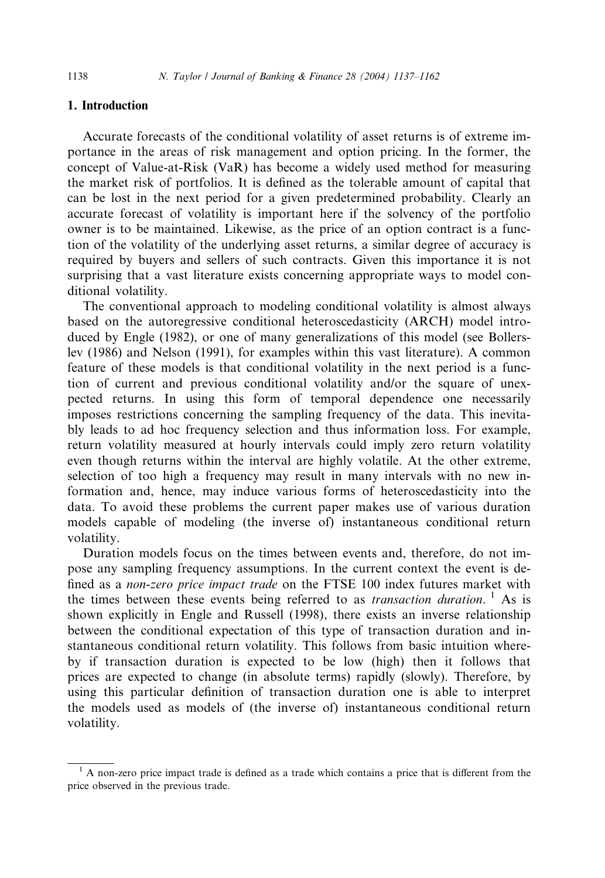## 1. Introduction

Accurate forecasts of the conditional volatility of asset returns is of extreme importance in the areas of risk management and option pricing. In the former, the concept of Value-at-Risk (VaR) has become a widely used method for measuring the market risk of portfolios. It is defined as the tolerable amount of capital that can be lost in the next period for a given predetermined probability. Clearly an accurate forecast of volatility is important here if the solvency of the portfolio owner is to be maintained. Likewise, as the price of an option contract is a function of the volatility of the underlying asset returns, a similar degree of accuracy is required by buyers and sellers of such contracts. Given this importance it is not surprising that a vast literature exists concerning appropriate ways to model conditional volatility.

The conventional approach to modeling conditional volatility is almost always based on the autoregressive conditional heteroscedasticity (ARCH) model introduced by Engle (1982), or one of many generalizations of this model (see Bollerslev (1986) and Nelson (1991), for examples within this vast literature). A common feature of these models is that conditional volatility in the next period is a function of current and previous conditional volatility and/or the square of unexpected returns. In using this form of temporal dependence one necessarily imposes restrictions concerning the sampling frequency of the data. This inevitably leads to ad hoc frequency selection and thus information loss. For example, return volatility measured at hourly intervals could imply zero return volatility even though returns within the interval are highly volatile. At the other extreme, selection of too high a frequency may result in many intervals with no new information and, hence, may induce various forms of heteroscedasticity into the data. To avoid these problems the current paper makes use of various duration models capable of modeling (the inverse of) instantaneous conditional return volatility.

Duration models focus on the times between events and, therefore, do not impose any sampling frequency assumptions. In the current context the event is defined as a *non-zero price impact trade* on the FTSE 100 index futures market with the times between these events being referred to as *transaction duration*. [1] As is shown explicitly in Engle and Russell (1998), there exists an inverse relationship between the conditional expectation of this type of transaction duration and instantaneous conditional return volatility. This follows from basic intuition whereby if transaction duration is expected to be low (high) then it follows that prices are expected to change (in absolute terms) rapidly (slowly). Therefore, by using this particular definition of transaction duration one is able to interpret the models used as models of (the inverse of) instantaneous conditional return volatility.

[1] A non-zero price impact trade is defined as a trade which contains a price that is different from the price observed in the previous trade.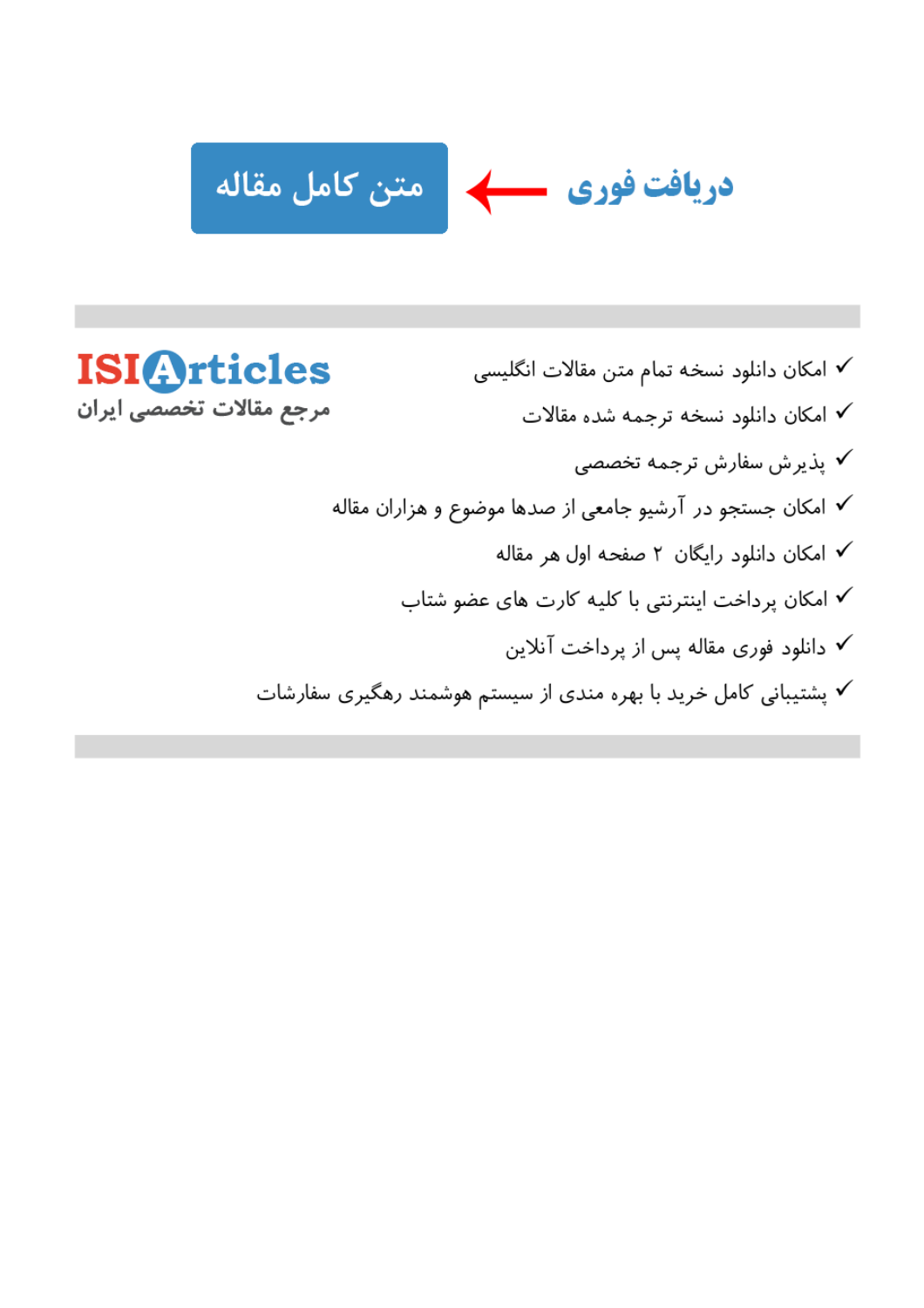دریافت فوری ← متن کامل مقاله

**ISIArticles**
مرجع مقالات تخصصی ایران

- ✓ امکان دانلود نسخه تمام متن مقالات انگلیسی
- ✓ امکان دانلود نسخه ترجمه شده مقالات
- ✓ پذیرش سفارش ترجمه تخصصی
- ✓ امکان جستجو در آرشیو جامعی از صدها موضوع و هزاران مقاله
- ✓ امکان دانلود رایگان ۲ صفحه اول هر مقاله
- ✓ امکان پرداخت اینترنتی با کلیه کارت های عضو شتاب
- ✓ دانلود فوری مقاله پس از پرداخت آنلاین
- ✓ پشتیبانی کامل خرید با بهره مندی از سیستم هوشمند رهگیری سفارشات